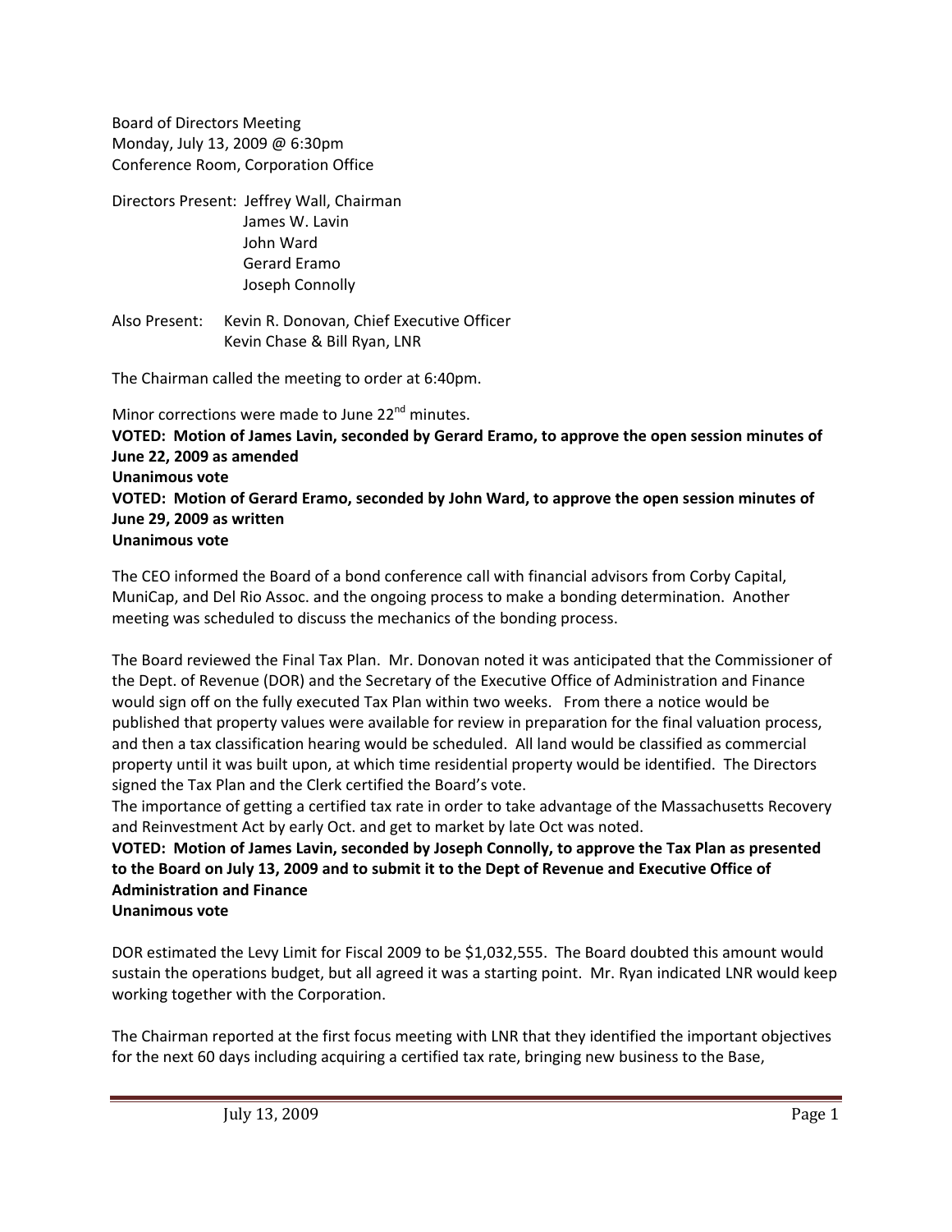Board of Directors Meeting
Monday, July 13, 2009 @ 6:30pm
Conference Room, Corporation Office

Directors Present: Jeffrey Wall, Chairman
James W. Lavin
John Ward
Gerard Eramo
Joseph Connolly

Also Present: Kevin R. Donovan, Chief Executive Officer
Kevin Chase & Bill Ryan, LNR

The Chairman called the meeting to order at 6:40pm.

Minor corrections were made to June 22nd minutes.

**VOTED: Motion of James Lavin, seconded by Gerard Eramo, to approve the open session minutes of June 22, 2009 as amended**
**Unanimous vote**
**VOTED: Motion of Gerard Eramo, seconded by John Ward, to approve the open session minutes of June 29, 2009 as written**
**Unanimous vote**

The CEO informed the Board of a bond conference call with financial advisors from Corby Capital, MuniCap, and Del Rio Assoc. and the ongoing process to make a bonding determination. Another meeting was scheduled to discuss the mechanics of the bonding process.

The Board reviewed the Final Tax Plan. Mr. Donovan noted it was anticipated that the Commissioner of the Dept. of Revenue (DOR) and the Secretary of the Executive Office of Administration and Finance would sign off on the fully executed Tax Plan within two weeks. From there a notice would be published that property values were available for review in preparation for the final valuation process, and then a tax classification hearing would be scheduled. All land would be classified as commercial property until it was built upon, at which time residential property would be identified. The Directors signed the Tax Plan and the Clerk certified the Board's vote.

The importance of getting a certified tax rate in order to take advantage of the Massachusetts Recovery and Reinvestment Act by early Oct. and get to market by late Oct was noted.

**VOTED: Motion of James Lavin, seconded by Joseph Connolly, to approve the Tax Plan as presented to the Board on July 13, 2009 and to submit it to the Dept of Revenue and Executive Office of Administration and Finance**
**Unanimous vote**

DOR estimated the Levy Limit for Fiscal 2009 to be $1,032,555. The Board doubted this amount would sustain the operations budget, but all agreed it was a starting point. Mr. Ryan indicated LNR would keep working together with the Corporation.

The Chairman reported at the first focus meeting with LNR that they identified the important objectives for the next 60 days including acquiring a certified tax rate, bringing new business to the Base,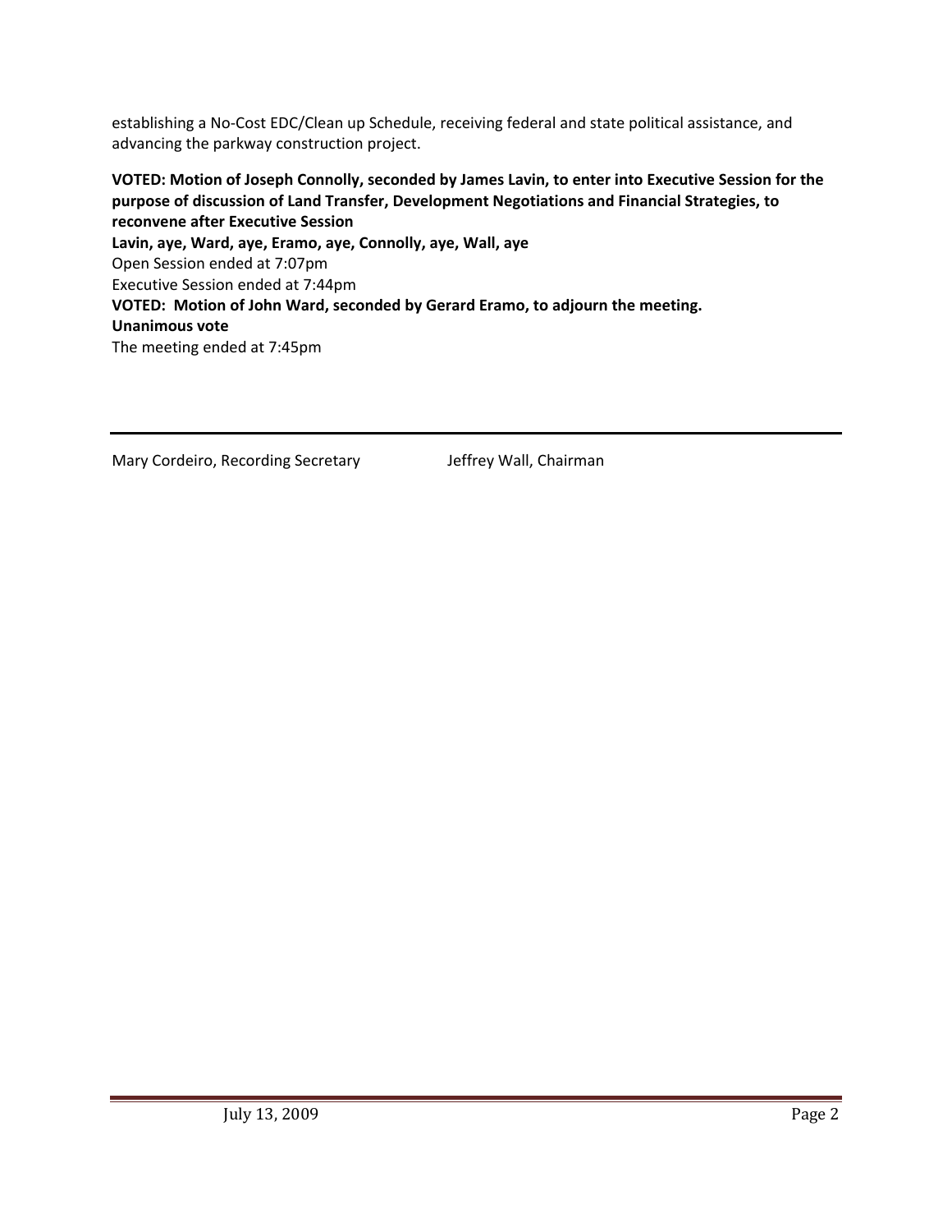establishing a No-Cost EDC/Clean up Schedule, receiving federal and state political assistance, and advancing the parkway construction project.

**VOTED: Motion of Joseph Connolly, seconded by James Lavin, to enter into Executive Session for the purpose of discussion of Land Transfer, Development Negotiations and Financial Strategies, to reconvene after Executive Session**
**Lavin, aye, Ward, aye, Eramo, aye, Connolly, aye, Wall, aye**
Open Session ended at 7:07pm
Executive Session ended at 7:44pm
**VOTED: Motion of John Ward, seconded by Gerard Eramo, to adjourn the meeting.**
**Unanimous vote**
The meeting ended at 7:45pm

---

Mary Cordeiro, Recording Secretary

Jeffrey Wall, Chairman